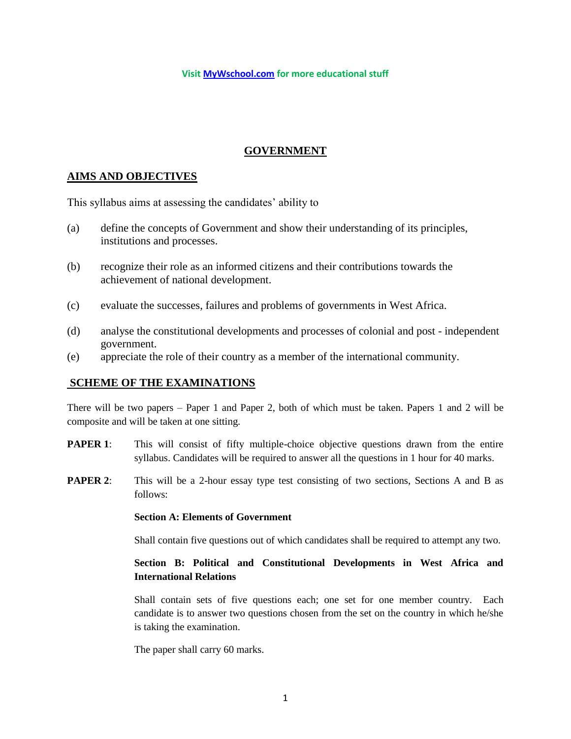Visit [MyWschool.com](MyWschool.com) for more educational stuff

# GOVERNMENT

## AIMS AND OBJECTIVES

This syllabus aims at assessing the candidates' ability to

(a) define the concepts of Government and show their understanding of its principles, institutions and processes.

(b) recognize their role as an informed citizens and their contributions towards the achievement of national development.

(c) evaluate the successes, failures and problems of governments in West Africa.

(d) analyse the constitutional developments and processes of colonial and post - independent government.

(e) appreciate the role of their country as a member of the international community.

## SCHEME OF THE EXAMINATIONS

There will be two papers – Paper 1 and Paper 2, both of which must be taken. Papers 1 and 2 will be composite and will be taken at one sitting.

**PAPER 1**: This will consist of fifty multiple-choice objective questions drawn from the entire syllabus. Candidates will be required to answer all the questions in 1 hour for 40 marks.

**PAPER 2**: This will be a 2-hour essay type test consisting of two sections, Sections A and B as follows:

**Section A: Elements of Government**

Shall contain five questions out of which candidates shall be required to attempt any two.

**Section B: Political and Constitutional Developments in West Africa and International Relations**

Shall contain sets of five questions each; one set for one member country. Each candidate is to answer two questions chosen from the set on the country in which he/she is taking the examination.

The paper shall carry 60 marks.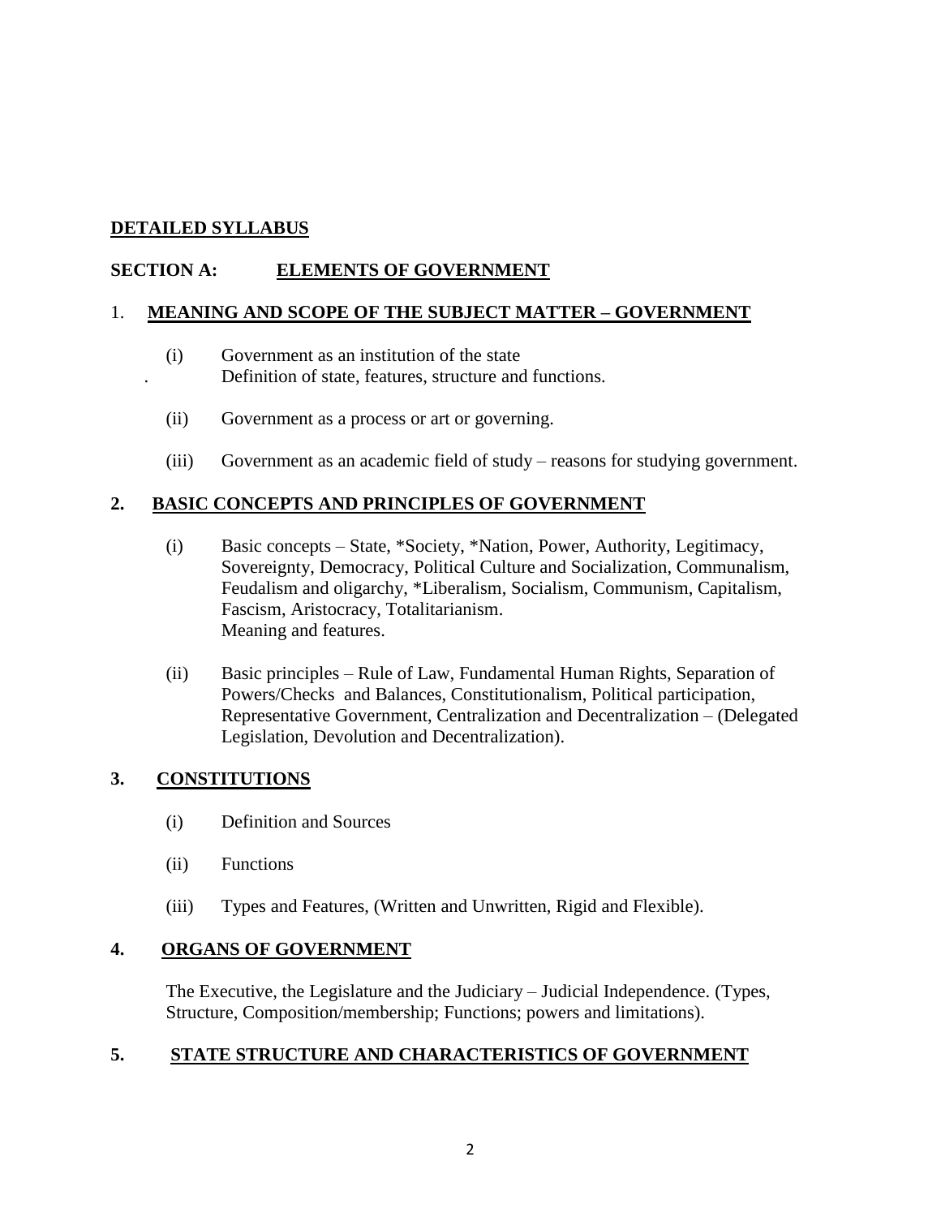## DETAILED SYLLABUS

## SECTION A: ELEMENTS OF GOVERNMENT

### 1. MEANING AND SCOPE OF THE SUBJECT MATTER – GOVERNMENT

(i) Government as an institution of the state
Definition of state, features, structure and functions.

(ii) Government as a process or art or governing.

(iii) Government as an academic field of study – reasons for studying government.

### 2. BASIC CONCEPTS AND PRINCIPLES OF GOVERNMENT

(i) Basic concepts – State, *Society, *Nation, Power, Authority, Legitimacy, Sovereignty, Democracy, Political Culture and Socialization, Communalism, Feudalism and oligarchy, *Liberalism, Socialism, Communism, Capitalism, Fascism, Aristocracy, Totalitarianism.
Meaning and features.

(ii) Basic principles – Rule of Law, Fundamental Human Rights, Separation of Powers/Checks and Balances, Constitutionalism, Political participation, Representative Government, Centralization and Decentralization – (Delegated Legislation, Devolution and Decentralization).

### 3. CONSTITUTIONS

(i) Definition and Sources

(ii) Functions

(iii) Types and Features, (Written and Unwritten, Rigid and Flexible).

### 4. ORGANS OF GOVERNMENT

The Executive, the Legislature and the Judiciary – Judicial Independence. (Types, Structure, Composition/membership; Functions; powers and limitations).

### 5. STATE STRUCTURE AND CHARACTERISTICS OF GOVERNMENT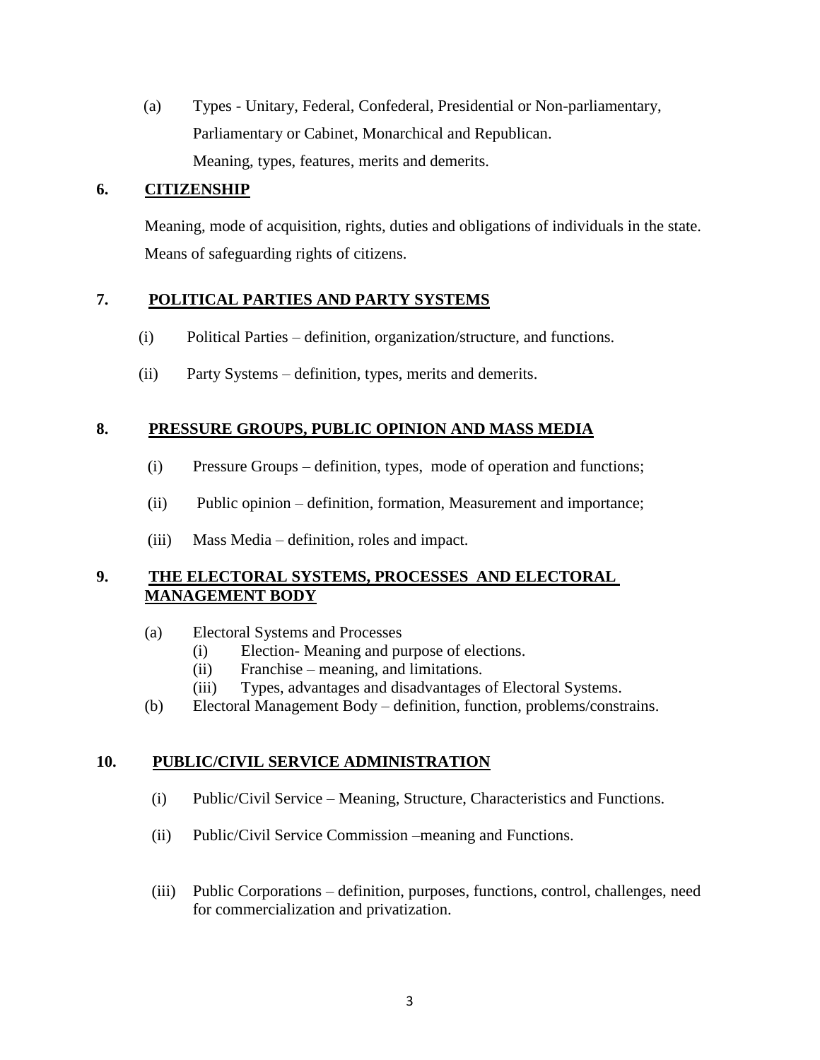(a) Types - Unitary, Federal, Confederal, Presidential or Non-parliamentary, Parliamentary or Cabinet, Monarchical and Republican.
Meaning, types, features, merits and demerits.

## 6. CITIZENSHIP

Meaning, mode of acquisition, rights, duties and obligations of individuals in the state. Means of safeguarding rights of citizens.

## 7. POLITICAL PARTIES AND PARTY SYSTEMS

(i) Political Parties – definition, organization/structure, and functions.

(ii) Party Systems – definition, types, merits and demerits.

## 8. PRESSURE GROUPS, PUBLIC OPINION AND MASS MEDIA

(i) Pressure Groups – definition, types, mode of operation and functions;

(ii) Public opinion – definition, formation, Measurement and importance;

(iii) Mass Media – definition, roles and impact.

## 9. THE ELECTORAL SYSTEMS, PROCESSES AND ELECTORAL MANAGEMENT BODY

(a) Electoral Systems and Processes
  (i) Election- Meaning and purpose of elections.
  (ii) Franchise – meaning, and limitations.
  (iii) Types, advantages and disadvantages of Electoral Systems.

(b) Electoral Management Body – definition, function, problems/constrains.

## 10. PUBLIC/CIVIL SERVICE ADMINISTRATION

(i) Public/Civil Service – Meaning, Structure, Characteristics and Functions.

(ii) Public/Civil Service Commission –meaning and Functions.

(iii) Public Corporations – definition, purposes, functions, control, challenges, need for commercialization and privatization.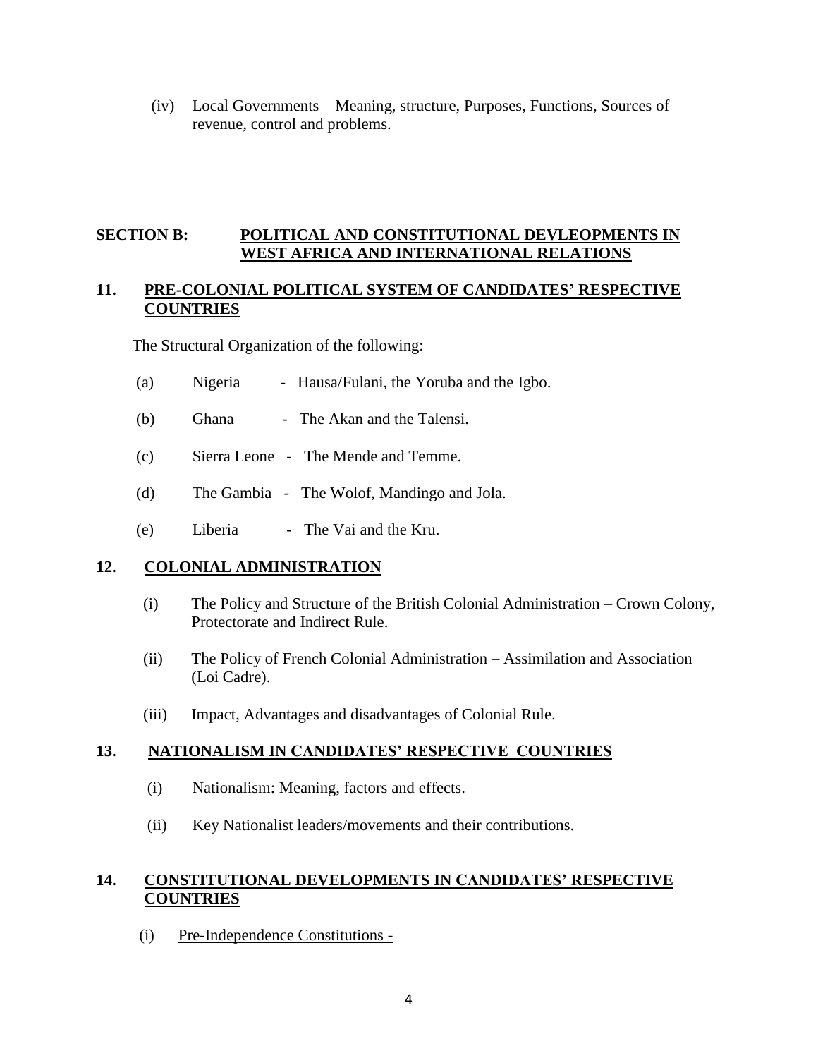(iv) Local Governments – Meaning, structure, Purposes, Functions, Sources of revenue, control and problems.

## SECTION B: <u>POLITICAL AND CONSTITUTIONAL DEVLEOPMENTS IN WEST AFRICA AND INTERNATIONAL RELATIONS</u>

### 11. <u>PRE-COLONIAL POLITICAL SYSTEM OF CANDIDATES' RESPECTIVE COUNTRIES</u>

The Structural Organization of the following:

(a) Nigeria - Hausa/Fulani, the Yoruba and the Igbo.

(b) Ghana - The Akan and the Talensi.

(c) Sierra Leone - The Mende and Temme.

(d) The Gambia - The Wolof, Mandingo and Jola.

(e) Liberia - The Vai and the Kru.

### 12. <u>COLONIAL ADMINISTRATION</u>

(i) The Policy and Structure of the British Colonial Administration – Crown Colony, Protectorate and Indirect Rule.

(ii) The Policy of French Colonial Administration – Assimilation and Association (Loi Cadre).

(iii) Impact, Advantages and disadvantages of Colonial Rule.

### 13. <u>NATIONALISM IN CANDIDATES' RESPECTIVE COUNTRIES</u>

(i) Nationalism: Meaning, factors and effects.

(ii) Key Nationalist leaders/movements and their contributions.

### 14. <u>CONSTITUTIONAL DEVELOPMENTS IN CANDIDATES' RESPECTIVE COUNTRIES</u>

(i) <u>Pre-Independence Constitutions -</u>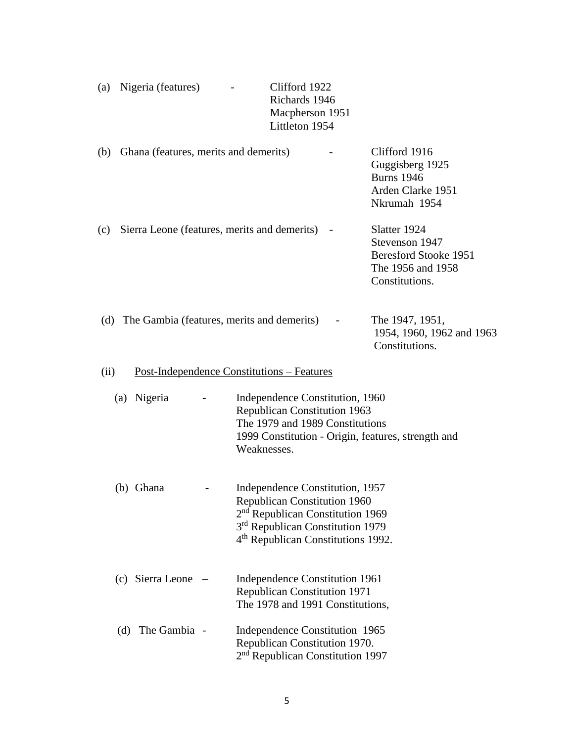(a) Nigeria (features) - Clifford 1922
Richards 1946
Macpherson 1951
Littleton 1954

(b) Ghana (features, merits and demerits) - Clifford 1916
Guggisberg 1925
Burns 1946
Arden Clarke 1951
Nkrumah 1954

(c) Sierra Leone (features, merits and demerits) - Slatter 1924
Stevenson 1947
Beresford Stooke 1951
The 1956 and 1958 Constitutions.

(d) The Gambia (features, merits and demerits) - The 1947, 1951, 1954, 1960, 1962 and 1963 Constitutions.

(ii) <u>Post-Independence Constitutions – Features</u>

(a) Nigeria - Independence Constitution, 1960
Republican Constitution 1963
The 1979 and 1989 Constitutions
1999 Constitution - Origin, features, strength and Weaknesses.

(b) Ghana - Independence Constitution, 1957
Republican Constitution 1960
2nd Republican Constitution 1969
3rd Republican Constitution 1979
4th Republican Constitutions 1992.

(c) Sierra Leone – Independence Constitution 1961
Republican Constitution 1971
The 1978 and 1991 Constitutions,

(d) The Gambia - Independence Constitution 1965
Republican Constitution 1970.
2nd Republican Constitution 1997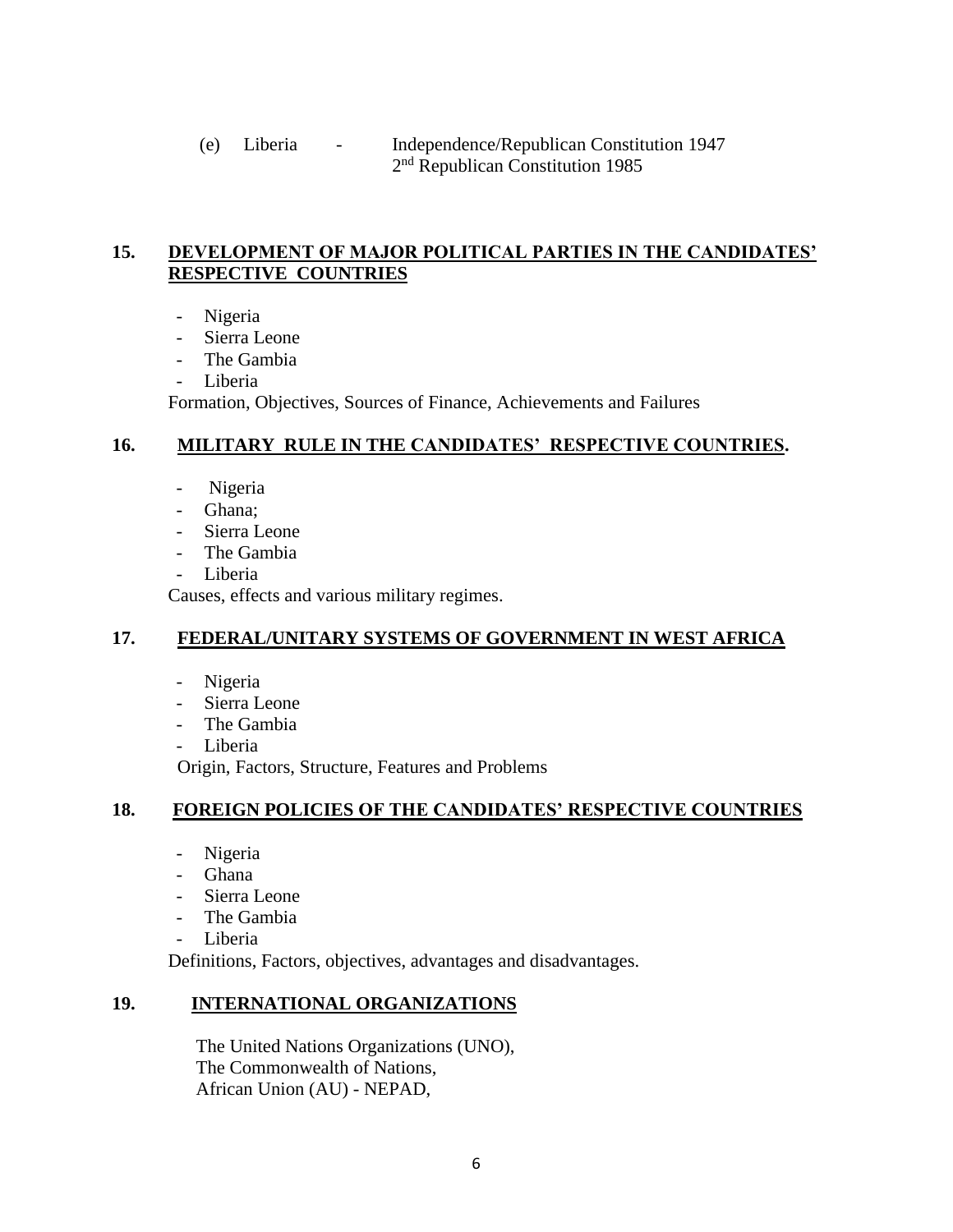(e) Liberia - Independence/Republican Constitution 1947
2nd Republican Constitution 1985

## 15. DEVELOPMENT OF MAJOR POLITICAL PARTIES IN THE CANDIDATES' RESPECTIVE COUNTRIES

- Nigeria
- Sierra Leone
- The Gambia
- Liberia

Formation, Objectives, Sources of Finance, Achievements and Failures

## 16. MILITARY RULE IN THE CANDIDATES' RESPECTIVE COUNTRIES.

- Nigeria
- Ghana;
- Sierra Leone
- The Gambia
- Liberia

Causes, effects and various military regimes.

## 17. FEDERAL/UNITARY SYSTEMS OF GOVERNMENT IN WEST AFRICA

- Nigeria
- Sierra Leone
- The Gambia
- Liberia

Origin, Factors, Structure, Features and Problems

## 18. FOREIGN POLICIES OF THE CANDIDATES' RESPECTIVE COUNTRIES

- Nigeria
- Ghana
- Sierra Leone
- The Gambia
- Liberia

Definitions, Factors, objectives, advantages and disadvantages.

## 19. INTERNATIONAL ORGANIZATIONS

The United Nations Organizations (UNO),
The Commonwealth of Nations,
African Union (AU) - NEPAD,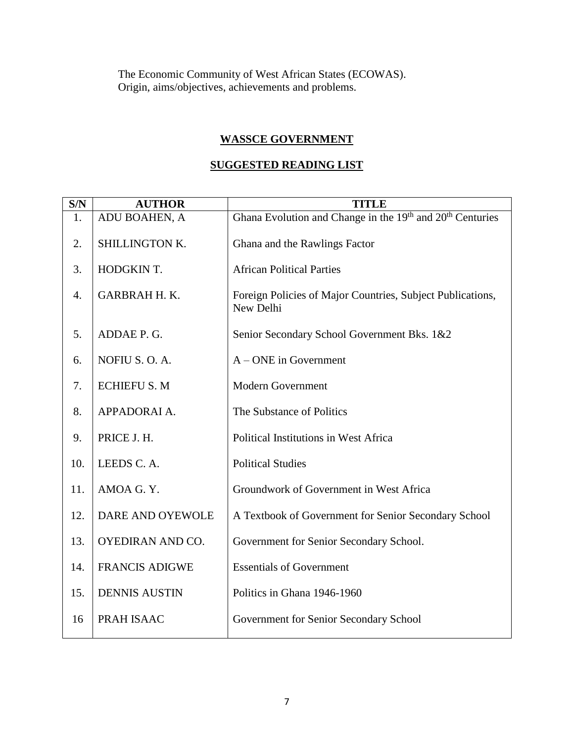The Economic Community of West African States (ECOWAS).
Origin, aims/objectives, achievements and problems.

## WASSCE GOVERNMENT

## SUGGESTED READING LIST

| S/N | AUTHOR | TITLE |
|---|---|---|
| 1. | ADU BOAHEN, A | Ghana Evolution and Change in the 19th and 20th Centuries |
| 2. | SHILLINGTON K. | Ghana and the Rawlings Factor |
| 3. | HODGKIN T. | African Political Parties |
| 4. | GARBRAH H. K. | Foreign Policies of Major Countries, Subject Publications, New Delhi |
| 5. | ADDAE P. G. | Senior Secondary School Government Bks. 1&2 |
| 6. | NOFIU S. O. A. | A – ONE in Government |
| 7. | ECHIEFU S. M | Modern Government |
| 8. | APPADORAI A. | The Substance of Politics |
| 9. | PRICE J. H. | Political Institutions in West Africa |
| 10. | LEEDS C. A. | Political Studies |
| 11. | AMOA G. Y. | Groundwork of Government in West Africa |
| 12. | DARE AND OYEWOLE | A Textbook of Government for Senior Secondary School |
| 13. | OYEDIRAN AND CO. | Government for Senior Secondary School. |
| 14. | FRANCIS ADIGWE | Essentials of Government |
| 15. | DENNIS AUSTIN | Politics in Ghana 1946-1960 |
| 16 | PRAH ISAAC | Government for Senior Secondary School |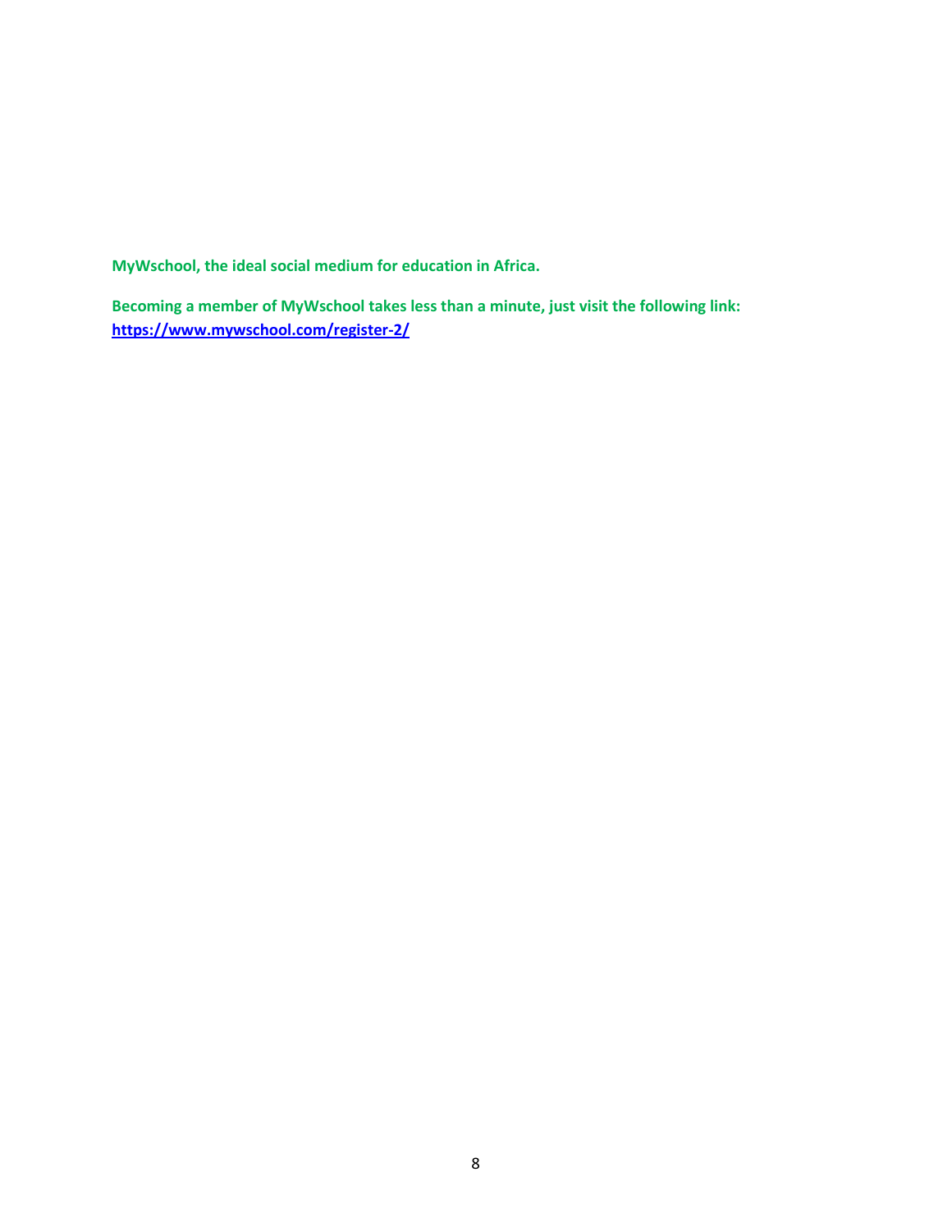**MyWschool, the ideal social medium for education in Africa.**

**Becoming a member of MyWschool takes less than a minute, just visit the following link: https://www.mywschool.com/register-2/**